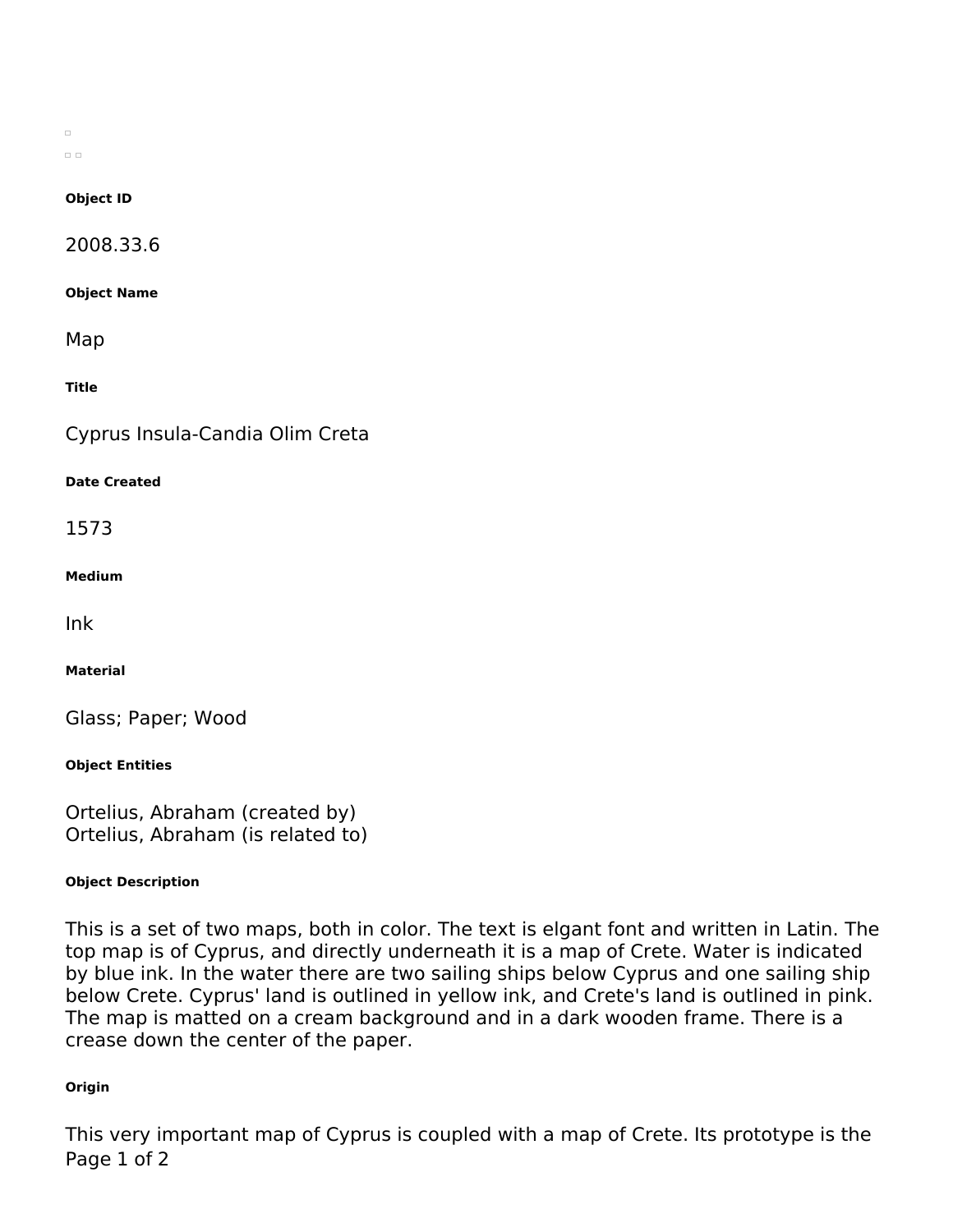#### Object ID

2008.33.6

#### Object Name

Map

#### Title

Cyprus Insula-Candia Olim Creta

#### Date Created

1573

#### Medium

Ink

#### Material

Glass; Paper; Wood

#### Object Entities

Ortelius, Abraham (created by)
Ortelius, Abraham (is related to)

#### Object Description

This is a set of two maps, both in color. The text is elgant font and written in Latin. The top map is of Cyprus, and directly underneath it is a map of Crete. Water is indicated by blue ink. In the water there are two sailing ships below Cyprus and one sailing ship below Crete. Cyprus' land is outlined in yellow ink, and Crete's land is outlined in pink. The map is matted on a cream background and in a dark wooden frame. There is a crease down the center of the paper.

#### Origin

This very important map of Cyprus is coupled with a map of Crete. Its prototype is the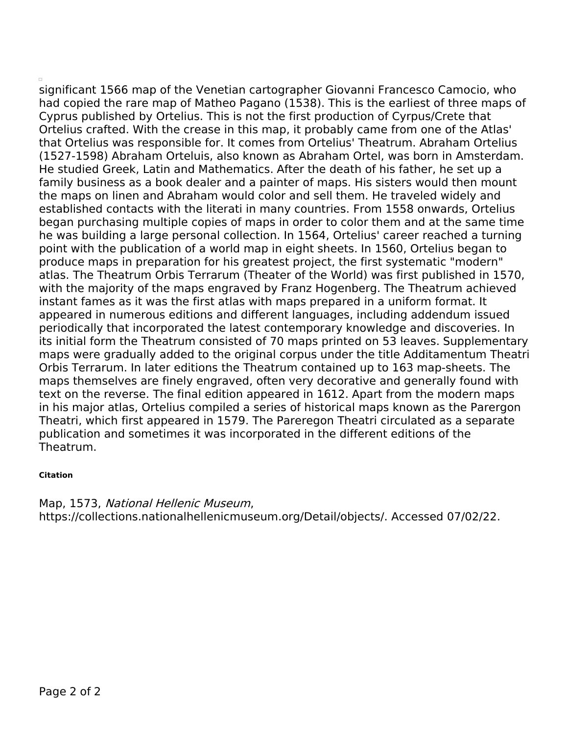significant 1566 map of the Venetian cartographer Giovanni Francesco Camocio, who had copied the rare map of Matheo Pagano (1538). This is the earliest of three maps of Cyprus published by Ortelius. This is not the first production of Cyrpus/Crete that Ortelius crafted. With the crease in this map, it probably came from one of the Atlas' that Ortelius was responsible for. It comes from Ortelius' Theatrum. Abraham Ortelius (1527-1598) Abraham Orteluis, also known as Abraham Ortel, was born in Amsterdam. He studied Greek, Latin and Mathematics. After the death of his father, he set up a family business as a book dealer and a painter of maps. His sisters would then mount the maps on linen and Abraham would color and sell them. He traveled widely and established contacts with the literati in many countries. From 1558 onwards, Ortelius began purchasing multiple copies of maps in order to color them and at the same time he was building a large personal collection. In 1564, Ortelius' career reached a turning point with the publication of a world map in eight sheets. In 1560, Ortelius began to produce maps in preparation for his greatest project, the first systematic "modern" atlas. The Theatrum Orbis Terrarum (Theater of the World) was first published in 1570, with the majority of the maps engraved by Franz Hogenberg. The Theatrum achieved instant fames as it was the first atlas with maps prepared in a uniform format. It appeared in numerous editions and different languages, including addendum issued periodically that incorporated the latest contemporary knowledge and discoveries. In its initial form the Theatrum consisted of 70 maps printed on 53 leaves. Supplementary maps were gradually added to the original corpus under the title Additamentum Theatri Orbis Terrarum. In later editions the Theatrum contained up to 163 map-sheets. The maps themselves are finely engraved, often very decorative and generally found with text on the reverse. The final edition appeared in 1612. Apart from the modern maps in his major atlas, Ortelius compiled a series of historical maps known as the Parergon Theatri, which first appeared in 1579. The Pareregon Theatri circulated as a separate publication and sometimes it was incorporated in the different editions of the Theatrum.

**Citation**

Map, 1573, *National Hellenic Museum*, https://collections.nationalhellenicmuseum.org/Detail/objects/. Accessed 07/02/22.